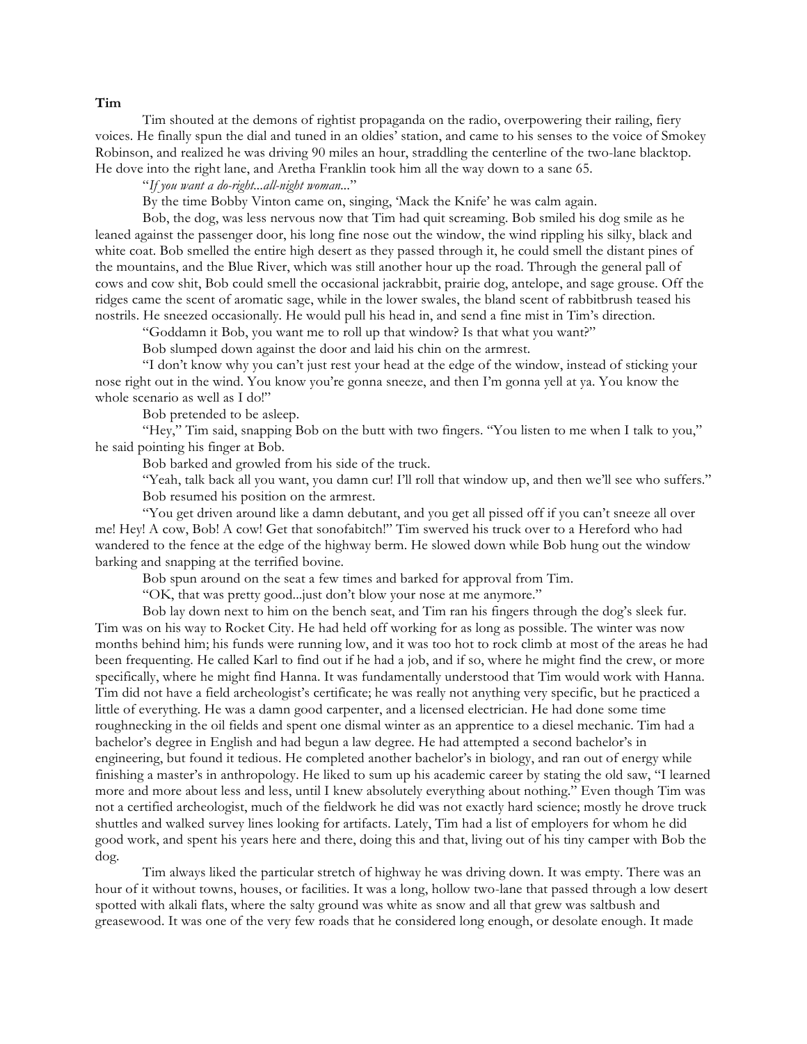**Tim**

Tim shouted at the demons of rightist propaganda on the radio, overpowering their railing, fiery voices. He finally spun the dial and tuned in an oldies' station, and came to his senses to the voice of Smokey Robinson, and realized he was driving 90 miles an hour, straddling the centerline of the two-lane blacktop. He dove into the right lane, and Aretha Franklin took him all the way down to a sane 65.

"*If you want a do-right...all-night woman...*"

By the time Bobby Vinton came on, singing, 'Mack the Knife' he was calm again.

Bob, the dog, was less nervous now that Tim had quit screaming. Bob smiled his dog smile as he leaned against the passenger door, his long fine nose out the window, the wind rippling his silky, black and white coat. Bob smelled the entire high desert as they passed through it, he could smell the distant pines of the mountains, and the Blue River, which was still another hour up the road. Through the general pall of cows and cow shit, Bob could smell the occasional jackrabbit, prairie dog, antelope, and sage grouse. Off the ridges came the scent of aromatic sage, while in the lower swales, the bland scent of rabbitbrush teased his nostrils. He sneezed occasionally. He would pull his head in, and send a fine mist in Tim's direction.

"Goddamn it Bob, you want me to roll up that window? Is that what you want?"

Bob slumped down against the door and laid his chin on the armrest.

"I don't know why you can't just rest your head at the edge of the window, instead of sticking your nose right out in the wind. You know you're gonna sneeze, and then I'm gonna yell at ya. You know the whole scenario as well as I do!"

Bob pretended to be asleep.

"Hey," Tim said, snapping Bob on the butt with two fingers. "You listen to me when I talk to you," he said pointing his finger at Bob.

Bob barked and growled from his side of the truck.

"Yeah, talk back all you want, you damn cur! I'll roll that window up, and then we'll see who suffers."

Bob resumed his position on the armrest.

"You get driven around like a damn debutant, and you get all pissed off if you can't sneeze all over me! Hey! A cow, Bob! A cow! Get that sonofabitch!" Tim swerved his truck over to a Hereford who had wandered to the fence at the edge of the highway berm. He slowed down while Bob hung out the window barking and snapping at the terrified bovine.

Bob spun around on the seat a few times and barked for approval from Tim.

"OK, that was pretty good...just don't blow your nose at me anymore."

Bob lay down next to him on the bench seat, and Tim ran his fingers through the dog's sleek fur. Tim was on his way to Rocket City. He had held off working for as long as possible. The winter was now months behind him; his funds were running low, and it was too hot to rock climb at most of the areas he had been frequenting. He called Karl to find out if he had a job, and if so, where he might find the crew, or more specifically, where he might find Hanna. It was fundamentally understood that Tim would work with Hanna. Tim did not have a field archeologist's certificate; he was really not anything very specific, but he practiced a little of everything. He was a damn good carpenter, and a licensed electrician. He had done some time roughnecking in the oil fields and spent one dismal winter as an apprentice to a diesel mechanic. Tim had a bachelor's degree in English and had begun a law degree. He had attempted a second bachelor's in engineering, but found it tedious. He completed another bachelor's in biology, and ran out of energy while finishing a master's in anthropology. He liked to sum up his academic career by stating the old saw, "I learned more and more about less and less, until I knew absolutely everything about nothing." Even though Tim was not a certified archeologist, much of the fieldwork he did was not exactly hard science; mostly he drove truck shuttles and walked survey lines looking for artifacts. Lately, Tim had a list of employers for whom he did good work, and spent his years here and there, doing this and that, living out of his tiny camper with Bob the dog.

Tim always liked the particular stretch of highway he was driving down. It was empty. There was an hour of it without towns, houses, or facilities. It was a long, hollow two-lane that passed through a low desert spotted with alkali flats, where the salty ground was white as snow and all that grew was saltbush and greasewood. It was one of the very few roads that he considered long enough, or desolate enough. It made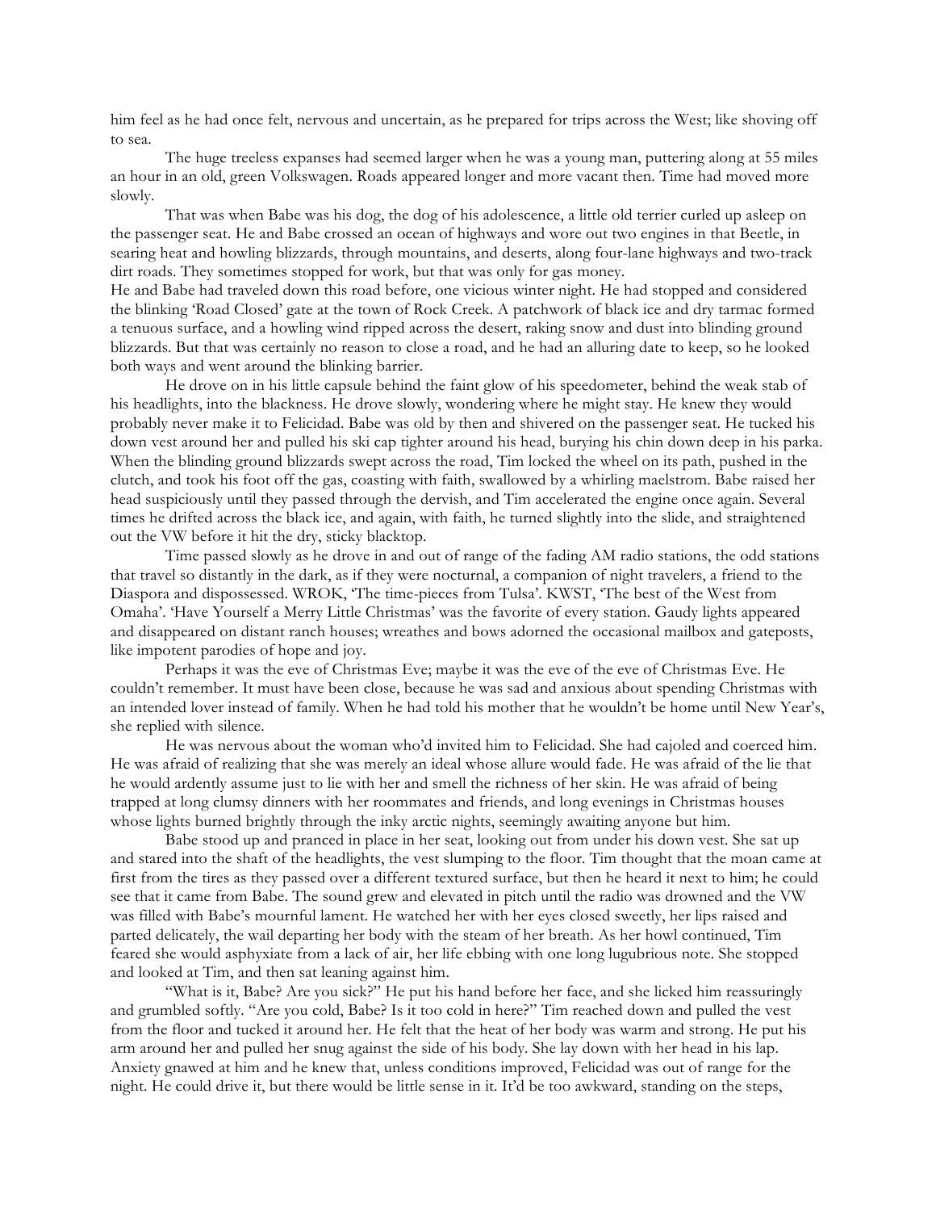him feel as he had once felt, nervous and uncertain, as he prepared for trips across the West; like shoving off to sea.

The huge treeless expanses had seemed larger when he was a young man, puttering along at 55 miles an hour in an old, green Volkswagen. Roads appeared longer and more vacant then. Time had moved more slowly.

That was when Babe was his dog, the dog of his adolescence, a little old terrier curled up asleep on the passenger seat. He and Babe crossed an ocean of highways and wore out two engines in that Beetle, in searing heat and howling blizzards, through mountains, and deserts, along four-lane highways and two-track dirt roads. They sometimes stopped for work, but that was only for gas money.

He and Babe had traveled down this road before, one vicious winter night. He had stopped and considered the blinking 'Road Closed' gate at the town of Rock Creek. A patchwork of black ice and dry tarmac formed a tenuous surface, and a howling wind ripped across the desert, raking snow and dust into blinding ground blizzards. But that was certainly no reason to close a road, and he had an alluring date to keep, so he looked both ways and went around the blinking barrier.

He drove on in his little capsule behind the faint glow of his speedometer, behind the weak stab of his headlights, into the blackness. He drove slowly, wondering where he might stay. He knew they would probably never make it to Felicidad. Babe was old by then and shivered on the passenger seat. He tucked his down vest around her and pulled his ski cap tighter around his head, burying his chin down deep in his parka. When the blinding ground blizzards swept across the road, Tim locked the wheel on its path, pushed in the clutch, and took his foot off the gas, coasting with faith, swallowed by a whirling maelstrom. Babe raised her head suspiciously until they passed through the dervish, and Tim accelerated the engine once again. Several times he drifted across the black ice, and again, with faith, he turned slightly into the slide, and straightened out the VW before it hit the dry, sticky blacktop.

Time passed slowly as he drove in and out of range of the fading AM radio stations, the odd stations that travel so distantly in the dark, as if they were nocturnal, a companion of night travelers, a friend to the Diaspora and dispossessed. WROK, 'The time-pieces from Tulsa'. KWST, 'The best of the West from Omaha'. 'Have Yourself a Merry Little Christmas' was the favorite of every station. Gaudy lights appeared and disappeared on distant ranch houses; wreathes and bows adorned the occasional mailbox and gateposts, like impotent parodies of hope and joy.

Perhaps it was the eve of Christmas Eve; maybe it was the eve of the eve of Christmas Eve. He couldn't remember. It must have been close, because he was sad and anxious about spending Christmas with an intended lover instead of family. When he had told his mother that he wouldn't be home until New Year's, she replied with silence.

He was nervous about the woman who'd invited him to Felicidad. She had cajoled and coerced him. He was afraid of realizing that she was merely an ideal whose allure would fade. He was afraid of the lie that he would ardently assume just to lie with her and smell the richness of her skin. He was afraid of being trapped at long clumsy dinners with her roommates and friends, and long evenings in Christmas houses whose lights burned brightly through the inky arctic nights, seemingly awaiting anyone but him.

Babe stood up and pranced in place in her seat, looking out from under his down vest. She sat up and stared into the shaft of the headlights, the vest slumping to the floor. Tim thought that the moan came at first from the tires as they passed over a different textured surface, but then he heard it next to him; he could see that it came from Babe. The sound grew and elevated in pitch until the radio was drowned and the VW was filled with Babe's mournful lament. He watched her with her eyes closed sweetly, her lips raised and parted delicately, the wail departing her body with the steam of her breath. As her howl continued, Tim feared she would asphyxiate from a lack of air, her life ebbing with one long lugubrious note. She stopped and looked at Tim, and then sat leaning against him.

"What is it, Babe? Are you sick?" He put his hand before her face, and she licked him reassuringly and grumbled softly. "Are you cold, Babe? Is it too cold in here?" Tim reached down and pulled the vest from the floor and tucked it around her. He felt that the heat of her body was warm and strong. He put his arm around her and pulled her snug against the side of his body. She lay down with her head in his lap. Anxiety gnawed at him and he knew that, unless conditions improved, Felicidad was out of range for the night. He could drive it, but there would be little sense in it. It'd be too awkward, standing on the steps,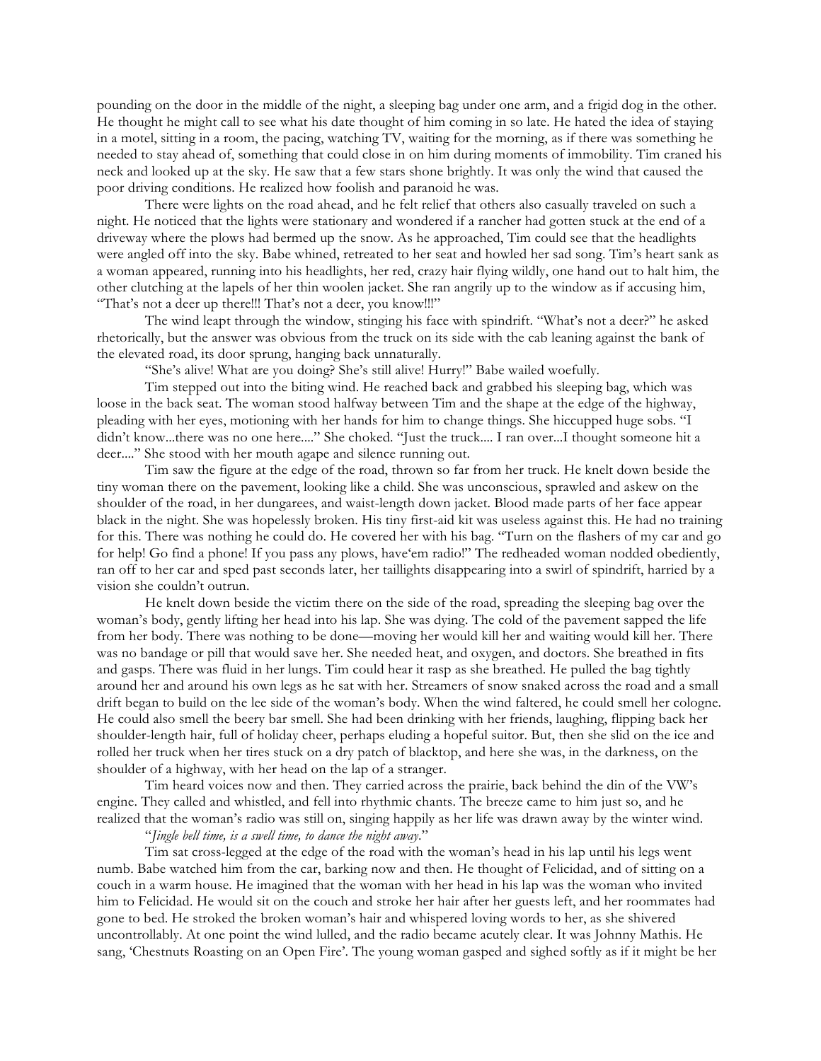pounding on the door in the middle of the night, a sleeping bag under one arm, and a frigid dog in the other. He thought he might call to see what his date thought of him coming in so late. He hated the idea of staying in a motel, sitting in a room, the pacing, watching TV, waiting for the morning, as if there was something he needed to stay ahead of, something that could close in on him during moments of immobility. Tim craned his neck and looked up at the sky. He saw that a few stars shone brightly. It was only the wind that caused the poor driving conditions. He realized how foolish and paranoid he was.

There were lights on the road ahead, and he felt relief that others also casually traveled on such a night. He noticed that the lights were stationary and wondered if a rancher had gotten stuck at the end of a driveway where the plows had bermed up the snow. As he approached, Tim could see that the headlights were angled off into the sky. Babe whined, retreated to her seat and howled her sad song. Tim's heart sank as a woman appeared, running into his headlights, her red, crazy hair flying wildly, one hand out to halt him, the other clutching at the lapels of her thin woolen jacket. She ran angrily up to the window as if accusing him, "That's not a deer up there!!! That's not a deer, you know!!!"

The wind leapt through the window, stinging his face with spindrift. "What's not a deer?" he asked rhetorically, but the answer was obvious from the truck on its side with the cab leaning against the bank of the elevated road, its door sprung, hanging back unnaturally.

"She's alive! What are you doing? She's still alive! Hurry!" Babe wailed woefully.

Tim stepped out into the biting wind. He reached back and grabbed his sleeping bag, which was loose in the back seat. The woman stood halfway between Tim and the shape at the edge of the highway, pleading with her eyes, motioning with her hands for him to change things. She hiccupped huge sobs. "I didn't know...there was no one here...." She choked. "Just the truck.... I ran over...I thought someone hit a deer...." She stood with her mouth agape and silence running out.

Tim saw the figure at the edge of the road, thrown so far from her truck. He knelt down beside the tiny woman there on the pavement, looking like a child. She was unconscious, sprawled and askew on the shoulder of the road, in her dungarees, and waist-length down jacket. Blood made parts of her face appear black in the night. She was hopelessly broken. His tiny first-aid kit was useless against this. He had no training for this. There was nothing he could do. He covered her with his bag. "Turn on the flashers of my car and go for help! Go find a phone! If you pass any plows, have'em radio!" The redheaded woman nodded obediently, ran off to her car and sped past seconds later, her taillights disappearing into a swirl of spindrift, harried by a vision she couldn't outrun.

He knelt down beside the victim there on the side of the road, spreading the sleeping bag over the woman's body, gently lifting her head into his lap. She was dying. The cold of the pavement sapped the life from her body. There was nothing to be done—moving her would kill her and waiting would kill her. There was no bandage or pill that would save her. She needed heat, and oxygen, and doctors. She breathed in fits and gasps. There was fluid in her lungs. Tim could hear it rasp as she breathed. He pulled the bag tightly around her and around his own legs as he sat with her. Streamers of snow snaked across the road and a small drift began to build on the lee side of the woman's body. When the wind faltered, he could smell her cologne. He could also smell the beery bar smell. She had been drinking with her friends, laughing, flipping back her shoulder-length hair, full of holiday cheer, perhaps eluding a hopeful suitor. But, then she slid on the ice and rolled her truck when her tires stuck on a dry patch of blacktop, and here she was, in the darkness, on the shoulder of a highway, with her head on the lap of a stranger.

Tim heard voices now and then. They carried across the prairie, back behind the din of the VW's engine. They called and whistled, and fell into rhythmic chants. The breeze came to him just so, and he realized that the woman's radio was still on, singing happily as her life was drawn away by the winter wind.

"*Jingle bell time, is a swell time, to dance the night away.*"

Tim sat cross-legged at the edge of the road with the woman's head in his lap until his legs went numb. Babe watched him from the car, barking now and then. He thought of Felicidad, and of sitting on a couch in a warm house. He imagined that the woman with her head in his lap was the woman who invited him to Felicidad. He would sit on the couch and stroke her hair after her guests left, and her roommates had gone to bed. He stroked the broken woman's hair and whispered loving words to her, as she shivered uncontrollably. At one point the wind lulled, and the radio became acutely clear. It was Johnny Mathis. He sang, 'Chestnuts Roasting on an Open Fire'. The young woman gasped and sighed softly as if it might be her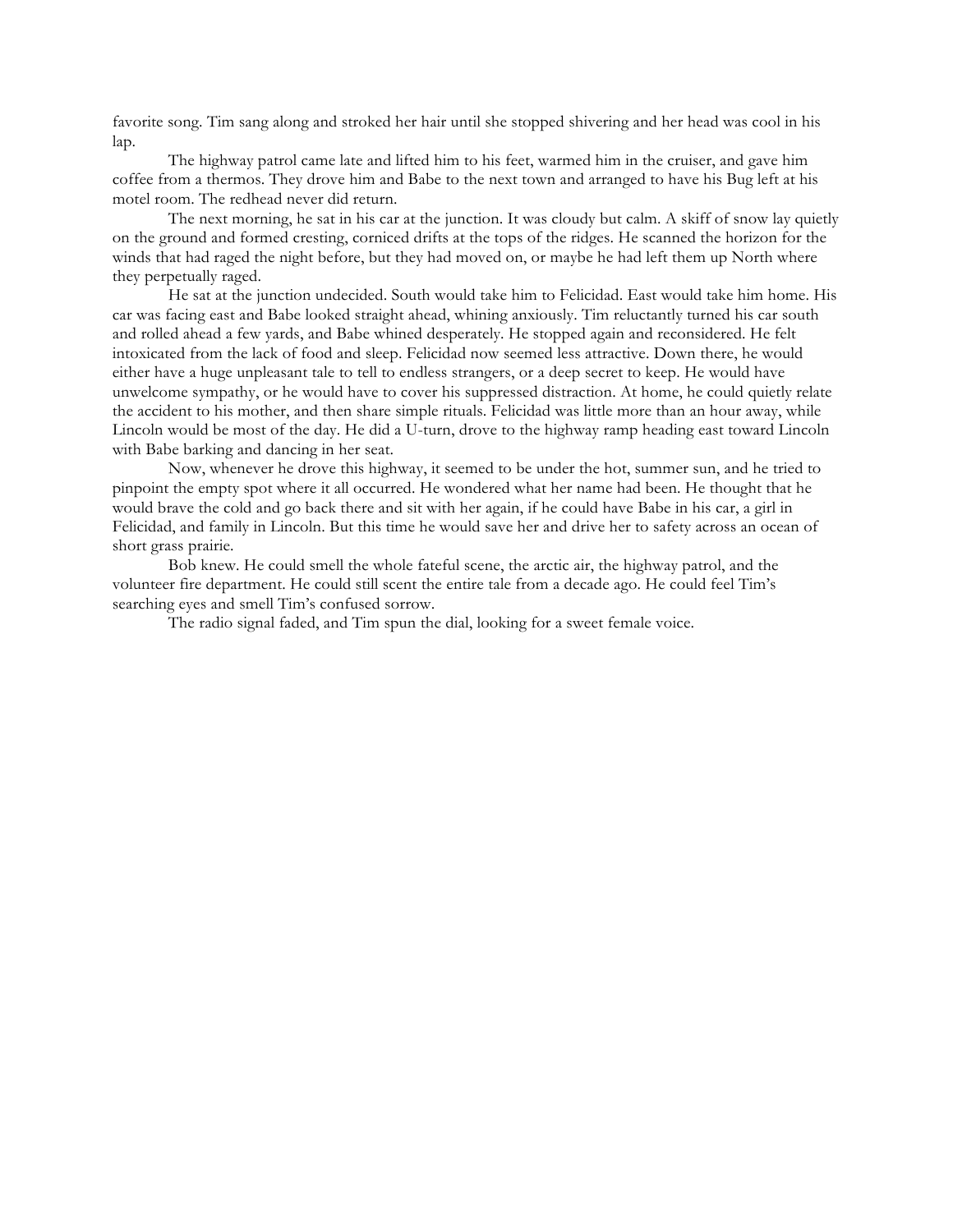favorite song. Tim sang along and stroked her hair until she stopped shivering and her head was cool in his lap.

The highway patrol came late and lifted him to his feet, warmed him in the cruiser, and gave him coffee from a thermos. They drove him and Babe to the next town and arranged to have his Bug left at his motel room. The redhead never did return.

The next morning, he sat in his car at the junction. It was cloudy but calm. A skiff of snow lay quietly on the ground and formed cresting, corniced drifts at the tops of the ridges. He scanned the horizon for the winds that had raged the night before, but they had moved on, or maybe he had left them up North where they perpetually raged.

He sat at the junction undecided. South would take him to Felicidad. East would take him home. His car was facing east and Babe looked straight ahead, whining anxiously. Tim reluctantly turned his car south and rolled ahead a few yards, and Babe whined desperately. He stopped again and reconsidered. He felt intoxicated from the lack of food and sleep. Felicidad now seemed less attractive. Down there, he would either have a huge unpleasant tale to tell to endless strangers, or a deep secret to keep. He would have unwelcome sympathy, or he would have to cover his suppressed distraction. At home, he could quietly relate the accident to his mother, and then share simple rituals. Felicidad was little more than an hour away, while Lincoln would be most of the day. He did a U-turn, drove to the highway ramp heading east toward Lincoln with Babe barking and dancing in her seat.

Now, whenever he drove this highway, it seemed to be under the hot, summer sun, and he tried to pinpoint the empty spot where it all occurred. He wondered what her name had been. He thought that he would brave the cold and go back there and sit with her again, if he could have Babe in his car, a girl in Felicidad, and family in Lincoln. But this time he would save her and drive her to safety across an ocean of short grass prairie.

Bob knew. He could smell the whole fateful scene, the arctic air, the highway patrol, and the volunteer fire department. He could still scent the entire tale from a decade ago. He could feel Tim's searching eyes and smell Tim's confused sorrow.

The radio signal faded, and Tim spun the dial, looking for a sweet female voice.